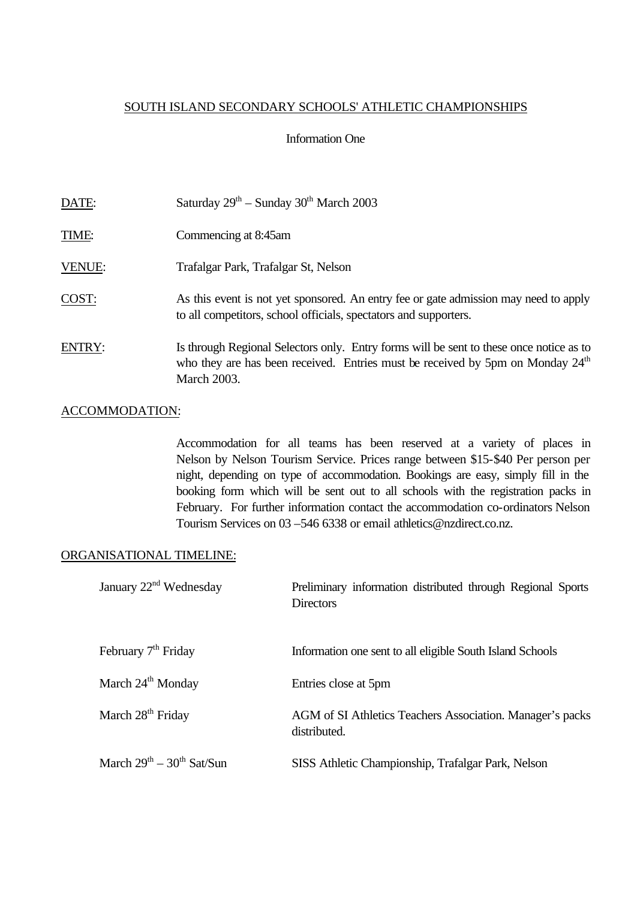# SOUTH ISLAND SECONDARY SCHOOLS' ATHLETIC CHAMPIONSHIPS

## Information One

**DATE**: Saturday 29th – Sunday 30th March 2003

**TIME**: Commencing at 8:45am

**VENUE**: Trafalgar Park, Trafalgar St, Nelson

**COST**: As this event is not yet sponsored. An entry fee or gate admission may need to apply to all competitors, school officials, spectators and supporters.

**ENTRY**: Is through Regional Selectors only. Entry forms will be sent to these once notice as to who they are has been received. Entries must be received by 5pm on Monday 24th March 2003.

**ACCOMMODATION**:

Accommodation for all teams has been reserved at a variety of places in Nelson by Nelson Tourism Service. Prices range between $15-$40 Per person per night, depending on type of accommodation. Bookings are easy, simply fill in the booking form which will be sent out to all schools with the registration packs in February. For further information contact the accommodation co-ordinators Nelson Tourism Services on 03 –546 6338 or email athletics@nzdirect.co.nz.

**ORGANISATIONAL TIMELINE:**

| | |
|---|---|
| January 22nd Wednesday | Preliminary information distributed through Regional Sports Directors |
| February 7th Friday | Information one sent to all eligible South Island Schools |
| March 24th Monday | Entries close at 5pm |
| March 28th Friday | AGM of SI Athletics Teachers Association. Manager's packs distributed. |
| March 29th – 30th Sat/Sun | SISS Athletic Championship, Trafalgar Park, Nelson |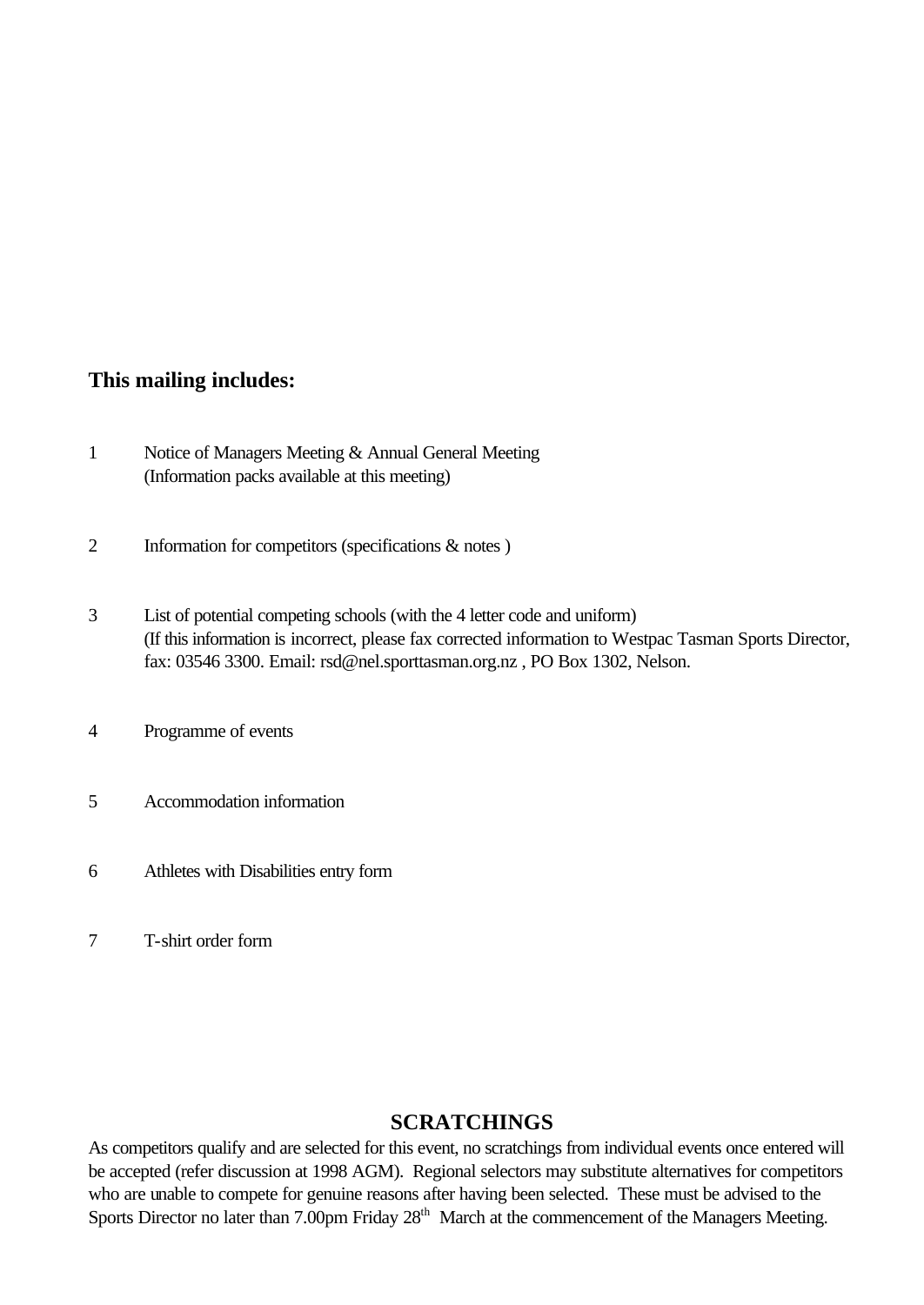**This mailing includes:**

1. Notice of Managers Meeting & Annual General Meeting
   (Information packs available at this meeting)

2. Information for competitors (specifications & notes )

3. List of potential competing schools (with the 4 letter code and uniform)
   (If this information is incorrect, please fax corrected information to Westpac Tasman Sports Director, fax: 03546 3300. Email: rsd@nel.sporttasman.org.nz , PO Box 1302, Nelson.

4. Programme of events

5. Accommodation information

6. Athletes with Disabilities entry form

7. T-shirt order form

## SCRATCHINGS

As competitors qualify and are selected for this event, no scratchings from individual events once entered will be accepted (refer discussion at 1998 AGM). Regional selectors may substitute alternatives for competitors who are unable to compete for genuine reasons after having been selected. These must be advised to the Sports Director no later than 7.00pm Friday 28th March at the commencement of the Managers Meeting.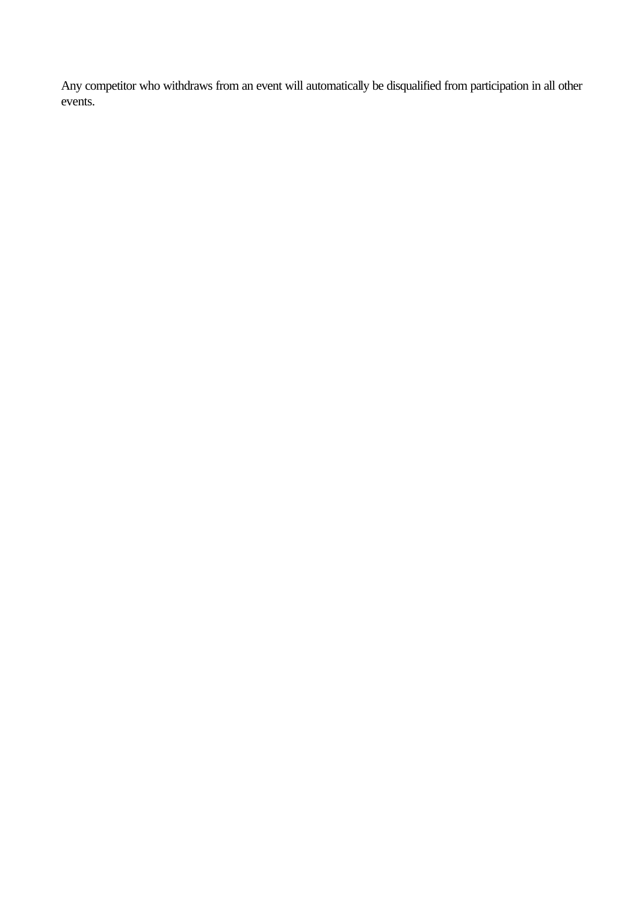Any competitor who withdraws from an event will automatically be disqualified from participation in all other events.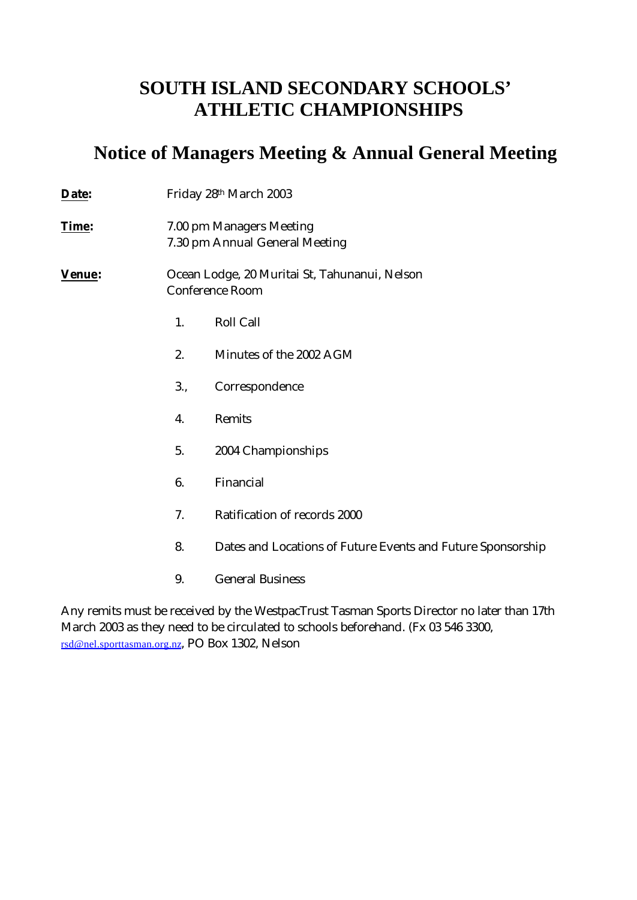# SOUTH ISLAND SECONDARY SCHOOLS' ATHLETIC CHAMPIONSHIPS

## Notice of Managers Meeting & Annual General Meeting

**Date:** Friday 28th March 2003

**Time:** 7.00 pm Managers Meeting
7.30 pm Annual General Meeting

**Venue:** Ocean Lodge, 20 Muritai St, Tahunanui, Nelson
Conference Room

1. Roll Call
2. Minutes of the 2002 AGM
3. Correspondence
4. Remits
5. 2004 Championships
6. Financial
7. Ratification of records 2000
8. Dates and Locations of Future Events and Future Sponsorship
9. General Business

Any remits must be received by the WestpacTrust Tasman Sports Director no later than 17th March 2003 as they need to be circulated to schools beforehand. (Fx 03 546 3300, rsd@nel.sporttasman.org.nz, PO Box 1302, Nelson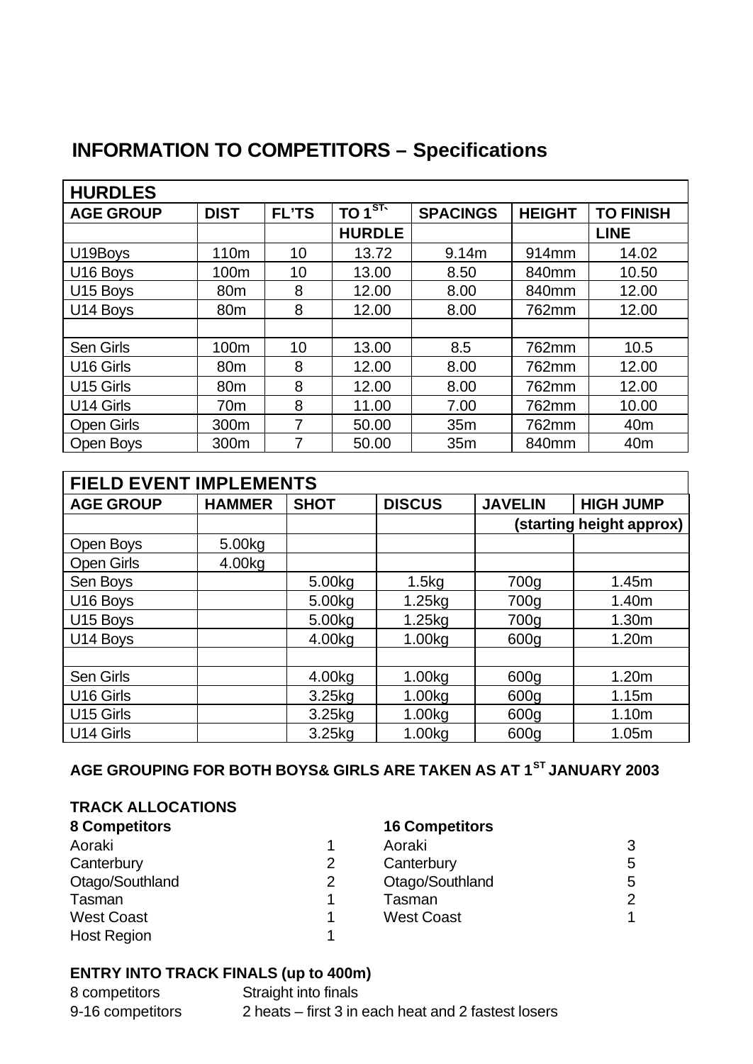## INFORMATION TO COMPETITORS – Specifications

| HURDLES | | | | | | |
|---|---|---|---|---|---|---|
| **AGE GROUP** | **DIST** | **FL'TS** | **TO 1ST HURDLE** | **SPACINGS** | **HEIGHT** | **TO FINISH LINE** |
| U19Boys | 110m | 10 | 13.72 | 9.14m | 914mm | 14.02 |
| U16 Boys | 100m | 10 | 13.00 | 8.50 | 840mm | 10.50 |
| U15 Boys | 80m | 8 | 12.00 | 8.00 | 840mm | 12.00 |
| U14 Boys | 80m | 8 | 12.00 | 8.00 | 762mm | 12.00 |
| | | | | | | |
| Sen Girls | 100m | 10 | 13.00 | 8.5 | 762mm | 10.5 |
| U16 Girls | 80m | 8 | 12.00 | 8.00 | 762mm | 12.00 |
| U15 Girls | 80m | 8 | 12.00 | 8.00 | 762mm | 12.00 |
| U14 Girls | 70m | 8 | 11.00 | 7.00 | 762mm | 10.00 |
| Open Girls | 300m | 7 | 50.00 | 35m | 762mm | 40m |
| Open Boys | 300m | 7 | 50.00 | 35m | 840mm | 40m |

| FIELD EVENT IMPLEMENTS | | | | | |
|---|---|---|---|---|---|
| **AGE GROUP** | **HAMMER** | **SHOT** | **DISCUS** | **JAVELIN** | **HIGH JUMP** (starting height approx) |
| Open Boys | 5.00kg | | | | |
| Open Girls | 4.00kg | | | | |
| Sen Boys | | 5.00kg | 1.5kg | 700g | 1.45m |
| U16 Boys | | 5.00kg | 1.25kg | 700g | 1.40m |
| U15 Boys | | 5.00kg | 1.25kg | 700g | 1.30m |
| U14 Boys | | 4.00kg | 1.00kg | 600g | 1.20m |
| | | | | | |
| Sen Girls | | 4.00kg | 1.00kg | 600g | 1.20m |
| U16 Girls | | 3.25kg | 1.00kg | 600g | 1.15m |
| U15 Girls | | 3.25kg | 1.00kg | 600g | 1.10m |
| U14 Girls | | 3.25kg | 1.00kg | 600g | 1.05m |

**AGE GROUPING FOR BOTH BOYS& GIRLS ARE TAKEN AS AT 1ST JANUARY 2003**

**TRACK ALLOCATIONS**

| **8 Competitors** | | **16 Competitors** | |
|---|---|---|---|
| Aoraki | 1 | Aoraki | 3 |
| Canterbury | 2 | Canterbury | 5 |
| Otago/Southland | 2 | Otago/Southland | 5 |
| Tasman | 1 | Tasman | 2 |
| West Coast | 1 | West Coast | 1 |
| Host Region | 1 | | |

**ENTRY INTO TRACK FINALS (up to 400m)**

8 competitors — Straight into finals

9-16 competitors — 2 heats – first 3 in each heat and 2 fastest losers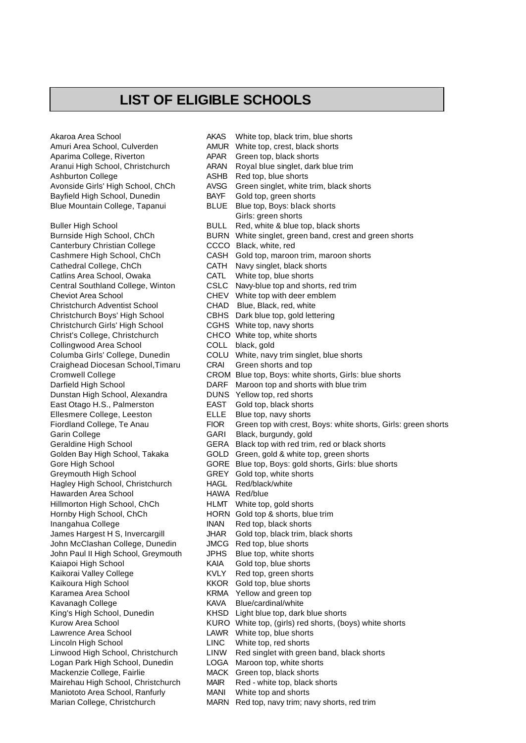# LIST OF ELIGIBLE SCHOOLS

| School | Code | Colours |
|---|---|---|
| Akaroa Area School | AKAS | White top, black trim, blue shorts |
| Amuri Area School, Culverden | AMUR | White top, crest, black shorts |
| Aparima College, Riverton | APAR | Green top, black shorts |
| Aranui High School, Christchurch | ARAN | Royal blue singlet, dark blue trim |
| Ashburton College | ASHB | Red top, blue shorts |
| Avonside Girls' High School, ChCh | AVSG | Green singlet, white trim, black shorts |
| Bayfield High School, Dunedin | BAYF | Gold top, green shorts |
| Blue Mountain College, Tapanui | BLUE | Blue top, Boys: black shorts Girls: green shorts |
| Buller High School | BULL | Red, white & blue top, black shorts |
| Burnside High School, ChCh | BURN | White singlet, green band, crest and green shorts |
| Canterbury Christian College | CCCO | Black, white, red |
| Cashmere High School, ChCh | CASH | Gold top, maroon trim, maroon shorts |
| Cathedral College, ChCh | CATH | Navy singlet, black shorts |
| Catlins Area School, Owaka | CATL | White top, blue shorts |
| Central Southland College, Winton | CSLC | Navy-blue top and shorts, red trim |
| Cheviot Area School | CHEV | White top with deer emblem |
| Christchurch Adventist School | CHAD | Blue, Black, red, white |
| Christchurch Boys' High School | CBHS | Dark blue top, gold lettering |
| Christchurch Girls' High School | CGHS | White top, navy shorts |
| Christ's College, Christchurch | CHCO | White top, white shorts |
| Collingwood Area School | COLL | black, gold |
| Columba Girls' College, Dunedin | COLU | White, navy trim singlet, blue shorts |
| Craighead Diocesan School,Timaru | CRAI | Green shorts and top |
| Cromwell College | CROM | Blue top, Boys: white shorts, Girls: blue shorts |
| Darfield High School | DARF | Maroon top and shorts with blue trim |
| Dunstan High School, Alexandra | DUNS | Yellow top, red shorts |
| East Otago H.S., Palmerston | EAST | Gold top, black shorts |
| Ellesmere College, Leeston | ELLE | Blue top, navy shorts |
| Fiordland College, Te Anau | FIOR | Green top with crest, Boys: white shorts, Girls: green shorts |
| Garin College | GARI | Black, burgundy, gold |
| Geraldine High School | GERA | Black top with red trim, red or black shorts |
| Golden Bay High School, Takaka | GOLD | Green, gold & white top, green shorts |
| Gore High School | GORE | Blue top, Boys: gold shorts, Girls: blue shorts |
| Greymouth High School | GREY | Gold top, white shorts |
| Hagley High School, Christchurch | HAGL | Red/black/white |
| Hawarden Area School | HAWA | Red/blue |
| Hillmorton High School, ChCh | HLMT | White top, gold shorts |
| Hornby High School, ChCh | HORN | Gold top & shorts, blue trim |
| Inangahua College | INAN | Red top, black shorts |
| James Hargest H S, Invercargill | JHAR | Gold top, black trim, black shorts |
| John McClashan College, Dunedin | JMCG | Red top, blue shorts |
| John Paul II High School, Greymouth | JPHS | Blue top, white shorts |
| Kaiapoi High School | KAIA | Gold top, blue shorts |
| Kaikorai Valley College | KVLY | Red top, green shorts |
| Kaikoura High School | KKOR | Gold top, blue shorts |
| Karamea Area School | KRMA | Yellow and green top |
| Kavanagh College | KAVA | Blue/cardinal/white |
| King's High School, Dunedin | KHSD | Light blue top, dark blue shorts |
| Kurow Area School | KURO | White top, (girls) red shorts, (boys) white shorts |
| Lawrence Area School | LAWR | White top, blue shorts |
| Lincoln High School | LINC | White top, red shorts |
| Linwood High School, Christchurch | LINW | Red singlet with green band, black shorts |
| Logan Park High School, Dunedin | LOGA | Maroon top, white shorts |
| Mackenzie College, Fairlie | MACK | Green top, black shorts |
| Mairehau High School, Christchurch | MAIR | Red - white top, black shorts |
| Maniototo Area School, Ranfurly | MANI | White top and shorts |
| Marian College, Christchurch | MARN | Red top, navy trim; navy shorts, red trim |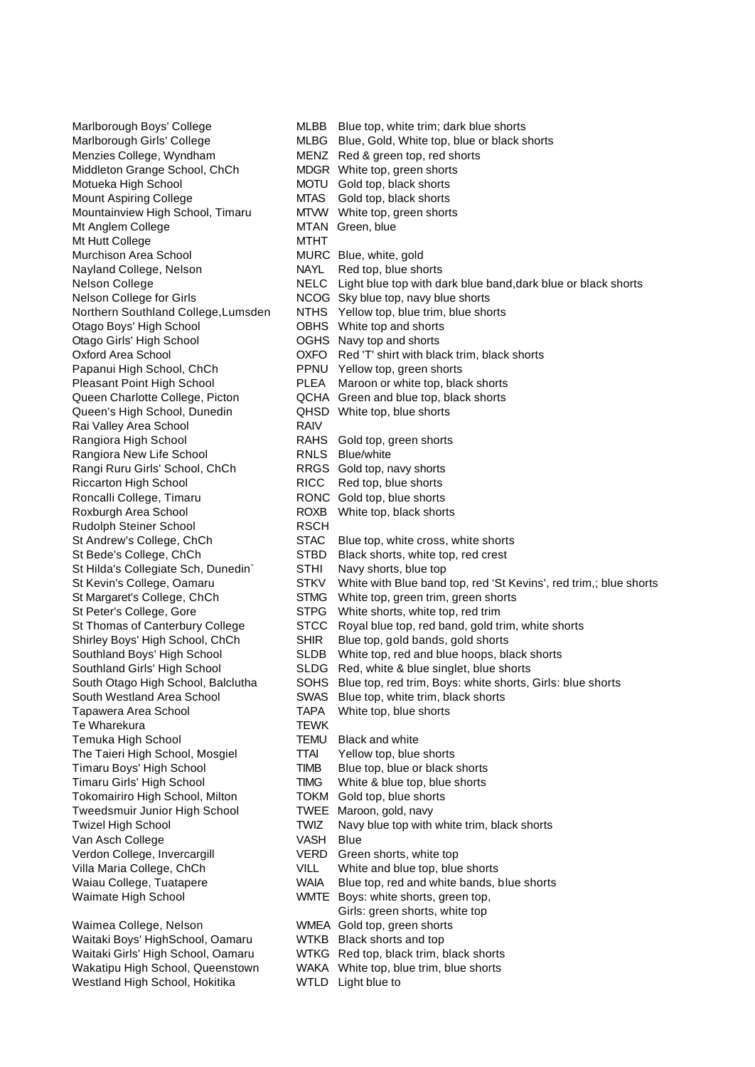| | | |
|---|---|---|
| Marlborough Boys' College | MLBB | Blue top, white trim; dark blue shorts |
| Marlborough Girls' College | MLBG | Blue, Gold, White top, blue or black shorts |
| Menzies College, Wyndham | MENZ | Red & green top, red shorts |
| Middleton Grange School, ChCh | MDGR | White top, green shorts |
| Motueka High School | MOTU | Gold top, black shorts |
| Mount Aspiring College | MTAS | Gold top, black shorts |
| Mountainview High School, Timaru | MTVW | White top, green shorts |
| Mt Anglem College | MTAN | Green, blue |
| Mt Hutt College | MTHT | |
| Murchison Area School | MURC | Blue, white, gold |
| Nayland College, Nelson | NAYL | Red top, blue shorts |
| Nelson College | NELC | Light blue top with dark blue band,dark blue or black shorts |
| Nelson College for Girls | NCOG | Sky blue top, navy blue shorts |
| Northern Southland College,Lumsden | NTHS | Yellow top, blue trim, blue shorts |
| Otago Boys' High School | OBHS | White top and shorts |
| Otago Girls' High School | OGHS | Navy top and shorts |
| Oxford Area School | OXFO | Red 'T' shirt with black trim, black shorts |
| Papanui High School, ChCh | PPNU | Yellow top, green shorts |
| Pleasant Point High School | PLEA | Maroon or white top, black shorts |
| Queen Charlotte College, Picton | QCHA | Green and blue top, black shorts |
| Queen's High School, Dunedin | QHSD | White top, blue shorts |
| Rai Valley Area School | RAIV | |
| Rangiora High School | RAHS | Gold top, green shorts |
| Rangiora New Life School | RNLS | Blue/white |
| Rangi Ruru Girls' School, ChCh | RRGS | Gold top, navy shorts |
| Riccarton High School | RICC | Red top, blue shorts |
| Roncalli College, Timaru | RONC | Gold top, blue shorts |
| Roxburgh Area School | ROXB | White top, black shorts |
| Rudolph Steiner School | RSCH | |
| St Andrew's College, ChCh | STAC | Blue top, white cross, white shorts |
| St Bede's College, ChCh | STBD | Black shorts, white top, red crest |
| St Hilda's Collegiate Sch, Dunedin` | STHI | Navy shorts, blue top |
| St Kevin's College, Oamaru | STKV | White with Blue band top, red 'St Kevins', red trim,; blue shorts |
| St Margaret's College, ChCh | STMG | White top, green trim, green shorts |
| St Peter's College, Gore | STPG | White shorts, white top, red trim |
| St Thomas of Canterbury College | STCC | Royal blue top, red band, gold trim, white shorts |
| Shirley Boys' High School, ChCh | SHIR | Blue top, gold bands, gold shorts |
| Southland Boys' High School | SLDB | White top, red and blue hoops, black shorts |
| Southland Girls' High School | SLDG | Red, white & blue singlet, blue shorts |
| South Otago High School, Balclutha | SOHS | Blue top, red trim, Boys: white shorts, Girls: blue shorts |
| South Westland Area School | SWAS | Blue top, white trim, black shorts |
| Tapawera Area School | TAPA | White top, blue shorts |
| Te Wharekura | TEWK | |
| Temuka High School | TEMU | Black and white |
| The Taieri High School, Mosgiel | TTAI | Yellow top, blue shorts |
| Timaru Boys' High School | TIMB | Blue top, blue or black shorts |
| Timaru Girls' High School | TIMG | White & blue top, blue shorts |
| Tokomairiro High School, Milton | TOKM | Gold top, blue shorts |
| Tweedsmuir Junior High School | TWEE | Maroon, gold, navy |
| Twizel High School | TWIZ | Navy blue top with white trim, black shorts |
| Van Asch College | VASH | Blue |
| Verdon College, Invercargill | VERD | Green shorts, white top |
| Villa Maria College, ChCh | VILL | White and blue top, blue shorts |
| Waiau College, Tuatapere | WAIA | Blue top, red and white bands, blue shorts |
| Waimate High School | WMTE | Boys: white shorts, green top, Girls: green shorts, white top |
| Waimea College, Nelson | WMEA | Gold top, green shorts |
| Waitaki Boys' HighSchool, Oamaru | WTKB | Black shorts and top |
| Waitaki Girls' High School, Oamaru | WTKG | Red top, black trim, black shorts |
| Wakatipu High School, Queenstown | WAKA | White top, blue trim, blue shorts |
| Westland High School, Hokitika | WTLD | Light blue to |